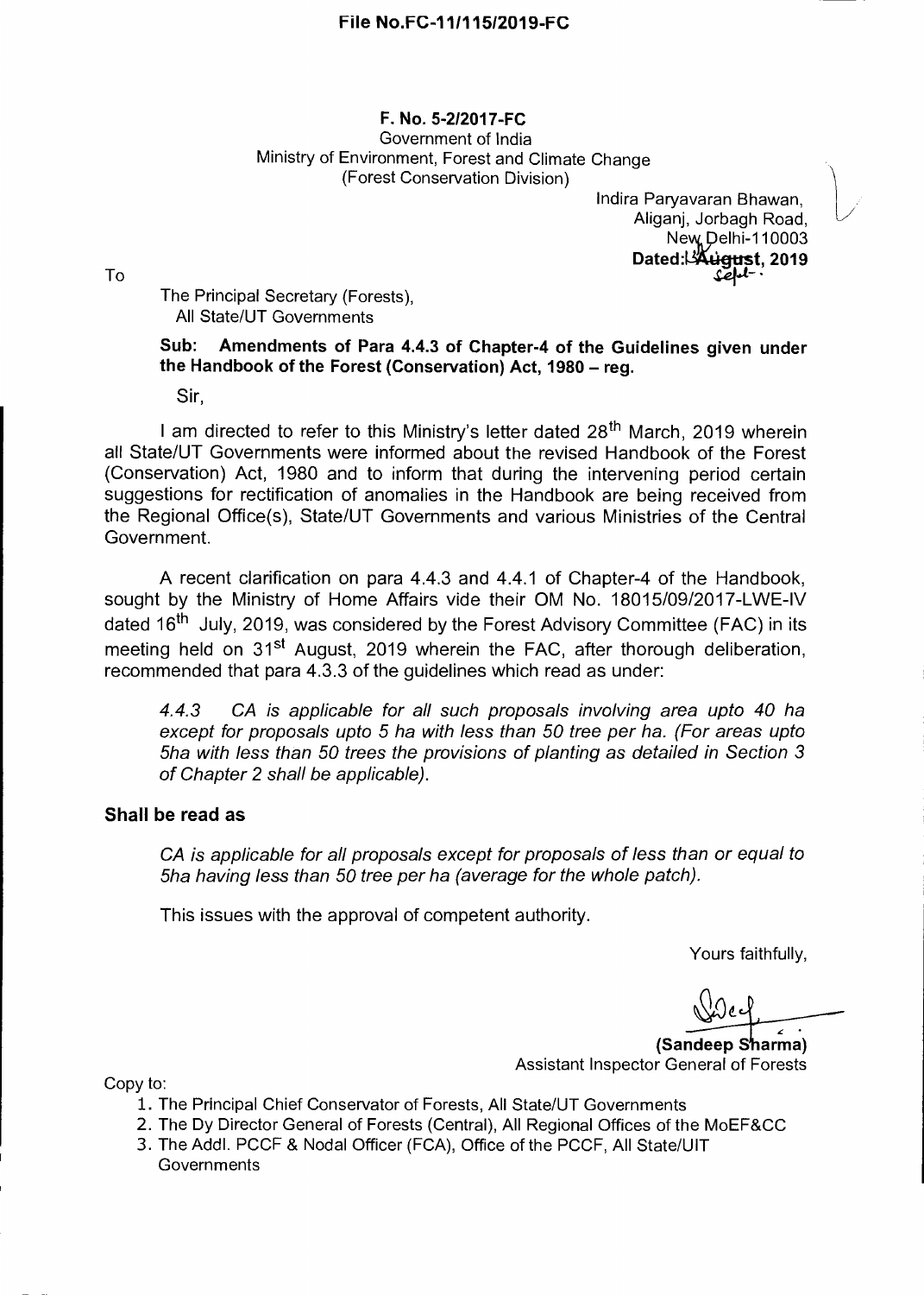**File No.FC-11/115/2019-FC**

**F. No. 5-2/2017-FC**
Government of India
Ministry of Environment, Forest and Climate Change
(Forest Conservation Division)

Indira Paryavaran Bhawan,
Aliganj, Jorbagh Road,
New Delhi-110003
**Dated: ~~August~~ Sept., 2019**

To

The Principal Secretary (Forests),
All State/UT Governments

**Sub: Amendments of Para 4.4.3 of Chapter-4 of the Guidelines given under the Handbook of the Forest (Conservation) Act, 1980 – reg.**

Sir,

I am directed to refer to this Ministry's letter dated 28th March, 2019 wherein all State/UT Governments were informed about the revised Handbook of the Forest (Conservation) Act, 1980 and to inform that during the intervening period certain suggestions for rectification of anomalies in the Handbook are being received from the Regional Office(s), State/UT Governments and various Ministries of the Central Government.

A recent clarification on para 4.4.3 and 4.4.1 of Chapter-4 of the Handbook, sought by the Ministry of Home Affairs vide their OM No. 18015/09/2017-LWE-IV dated 16th July, 2019, was considered by the Forest Advisory Committee (FAC) in its meeting held on 31st August, 2019 wherein the FAC, after thorough deliberation, recommended that para 4.3.3 of the guidelines which read as under:

> *4.4.3 CA is applicable for all such proposals involving area upto 40 ha except for proposals upto 5 ha with less than 50 tree per ha. (For areas upto 5ha with less than 50 trees the provisions of planting as detailed in Section 3 of Chapter 2 shall be applicable).*

**Shall be read as**

> *CA is applicable for all proposals except for proposals of less than or equal to 5ha having less than 50 tree per ha (average for the whole patch).*

This issues with the approval of competent authority.

Yours faithfully,

**(Sandeep Sharma)**
Assistant Inspector General of Forests

Copy to:

1. The Principal Chief Conservator of Forests, All State/UT Governments
2. The Dy Director General of Forests (Central), All Regional Offices of the MoEF&CC
3. The Addl. PCCF & Nodal Officer (FCA), Office of the PCCF, All State/UIT Governments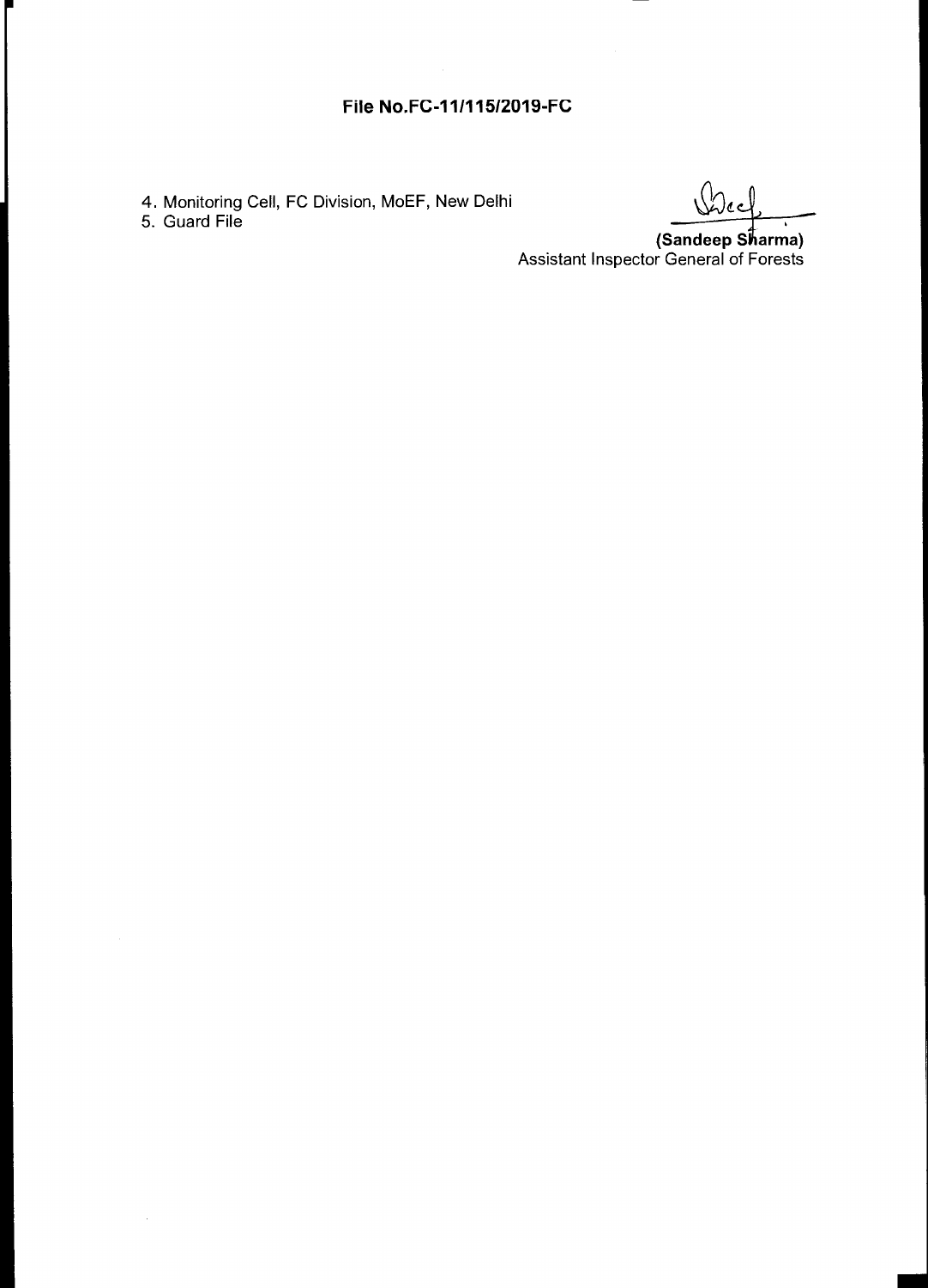**File No.FC-11/115/2019-FC**

4. Monitoring Cell, FC Division, MoEF, New Delhi
5. Guard File

**(Sandeep Sharma)**
Assistant Inspector General of Forests